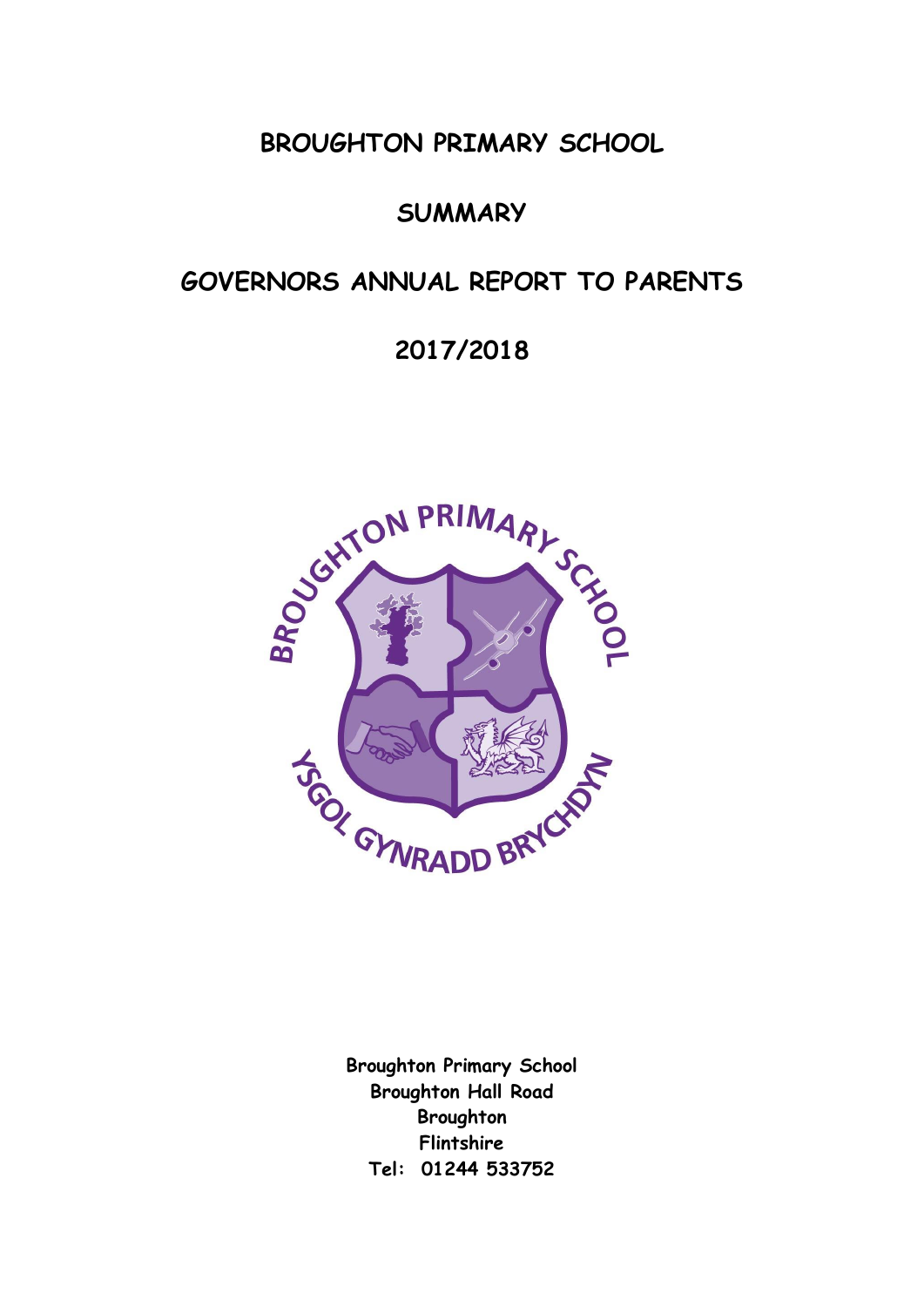# BROUGHTON PRIMARY SCHOOL

## SUMMARY

## GOVERNORS ANNUAL REPORT TO PARENTS

## 2017/2018

**Broughton Primary School**
**Broughton Hall Road**
**Broughton**
**Flintshire**
**Tel: 01244 533752**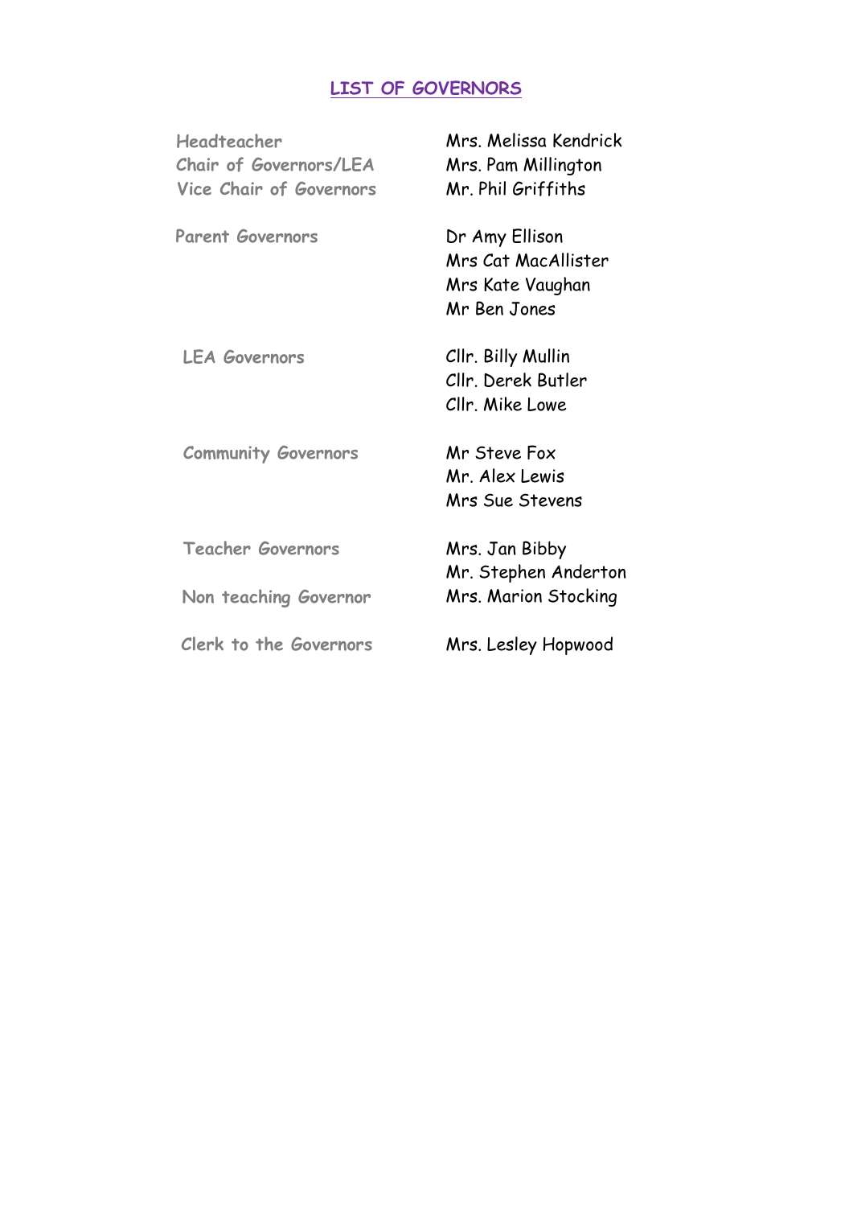# LIST OF GOVERNORS

| | |
|---|---|
| Headteacher | Mrs. Melissa Kendrick |
| Chair of Governors/LEA | Mrs. Pam Millington |
| Vice Chair of Governors | Mr. Phil Griffiths |
| Parent Governors | Dr Amy Ellison |
| | Mrs Cat MacAllister |
| | Mrs Kate Vaughan |
| | Mr Ben Jones |
| LEA Governors | Cllr. Billy Mullin |
| | Cllr. Derek Butler |
| | Cllr. Mike Lowe |
| Community Governors | Mr Steve Fox |
| | Mr. Alex Lewis |
| | Mrs Sue Stevens |
| Teacher Governors | Mrs. Jan Bibby |
| | Mr. Stephen Anderton |
| Non teaching Governor | Mrs. Marion Stocking |
| Clerk to the Governors | Mrs. Lesley Hopwood |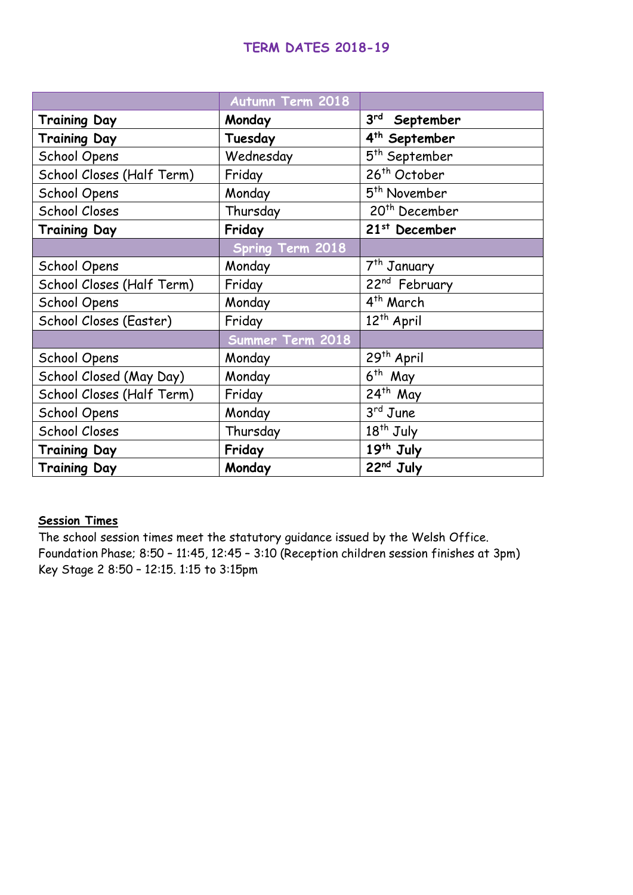# TERM DATES 2018-19

| | Autumn Term 2018 | |
|---|---|---|
| **Training Day** | **Monday** | **3rd September** |
| **Training Day** | **Tuesday** | **4th September** |
| School Opens | Wednesday | 5th September |
| School Closes (Half Term) | Friday | 26th October |
| School Opens | Monday | 5th November |
| School Closes | Thursday | 20th December |
| **Training Day** | **Friday** | **21st December** |
| | Spring Term 2018 | |
| School Opens | Monday | 7th January |
| School Closes (Half Term) | Friday | 22nd February |
| School Opens | Monday | 4th March |
| School Closes (Easter) | Friday | 12th April |
| | Summer Term 2018 | |
| School Opens | Monday | 29th April |
| School Closed (May Day) | Monday | 6th May |
| School Closes (Half Term) | Friday | 24th May |
| School Opens | Monday | 3rd June |
| School Closes | Thursday | 18th July |
| **Training Day** | **Friday** | **19th July** |
| **Training Day** | **Monday** | **22nd July** |

**Session Times**

The school session times meet the statutory guidance issued by the Welsh Office.
Foundation Phase; 8:50 – 11:45, 12:45 – 3:10 (Reception children session finishes at 3pm)
Key Stage 2 8:50 – 12:15. 1:15 to 3:15pm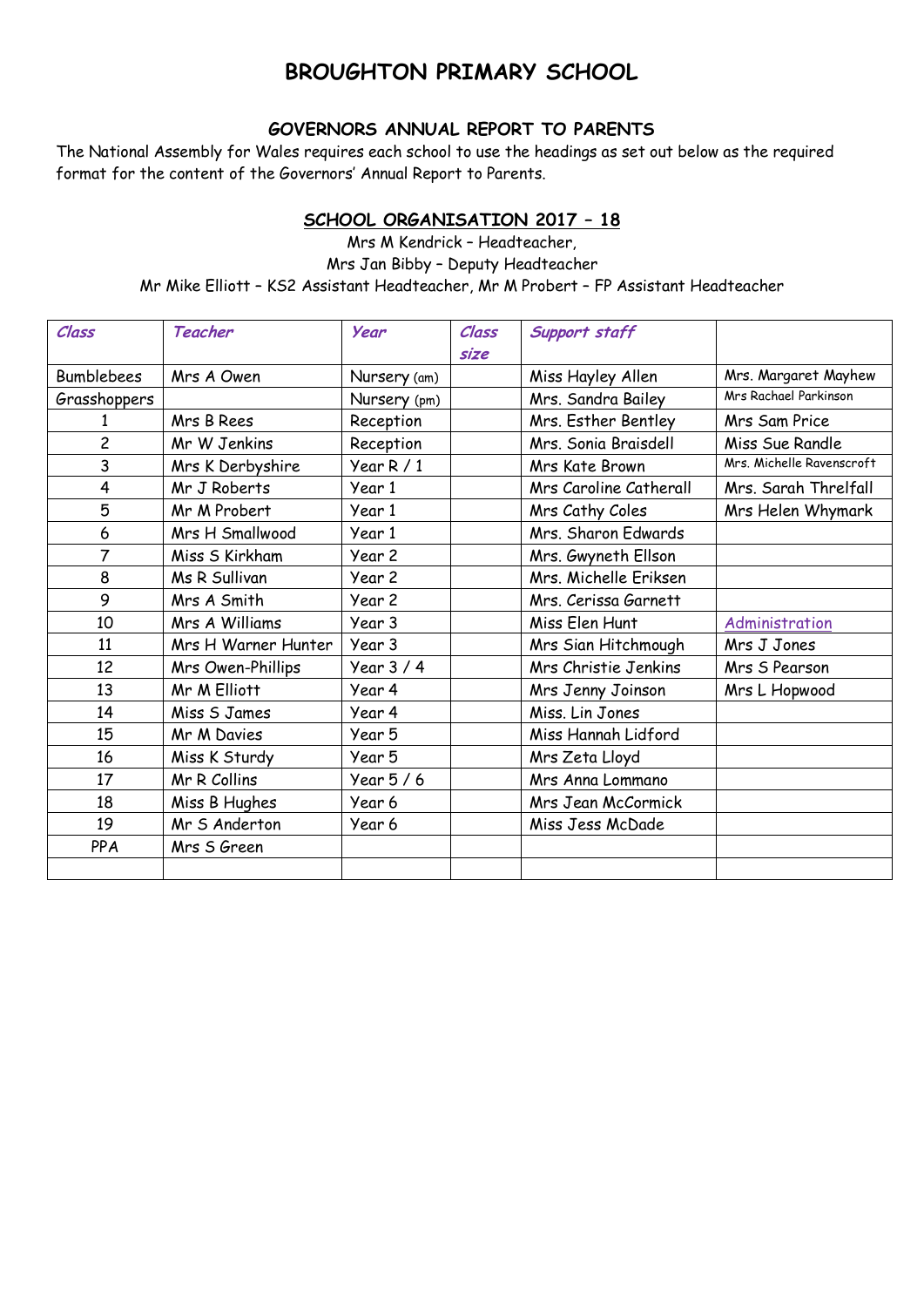# BROUGHTON PRIMARY SCHOOL

## GOVERNORS ANNUAL REPORT TO PARENTS

The National Assembly for Wales requires each school to use the headings as set out below as the required format for the content of the Governors' Annual Report to Parents.

## SCHOOL ORGANISATION 2017 – 18

Mrs M Kendrick – Headteacher,
Mrs Jan Bibby – Deputy Headteacher
Mr Mike Elliott – KS2 Assistant Headteacher, Mr M Probert – FP Assistant Headteacher

| *Class* | *Teacher* | *Year* | *Class size* | *Support staff* | |
|---|---|---|---|---|---|
| Bumblebees | Mrs A Owen | Nursery (am) | | Miss Hayley Allen | Mrs. Margaret Mayhew |
| Grasshoppers | | Nursery (pm) | | Mrs. Sandra Bailey | Mrs Rachael Parkinson |
| 1 | Mrs B Rees | Reception | | Mrs. Esther Bentley | Mrs Sam Price |
| 2 | Mr W Jenkins | Reception | | Mrs. Sonia Braisdell | Miss Sue Randle |
| 3 | Mrs K Derbyshire | Year R / 1 | | Mrs Kate Brown | Mrs. Michelle Ravenscroft |
| 4 | Mr J Roberts | Year 1 | | Mrs Caroline Catherall | Mrs. Sarah Threlfall |
| 5 | Mr M Probert | Year 1 | | Mrs Cathy Coles | Mrs Helen Whymark |
| 6 | Mrs H Smallwood | Year 1 | | Mrs. Sharon Edwards | |
| 7 | Miss S Kirkham | Year 2 | | Mrs. Gwyneth Ellson | |
| 8 | Ms R Sullivan | Year 2 | | Mrs. Michelle Eriksen | |
| 9 | Mrs A Smith | Year 2 | | Mrs. Cerissa Garnett | |
| 10 | Mrs A Williams | Year 3 | | Miss Elen Hunt | Administration |
| 11 | Mrs H Warner Hunter | Year 3 | | Mrs Sian Hitchmough | Mrs J Jones |
| 12 | Mrs Owen-Phillips | Year 3 / 4 | | Mrs Christie Jenkins | Mrs S Pearson |
| 13 | Mr M Elliott | Year 4 | | Mrs Jenny Joinson | Mrs L Hopwood |
| 14 | Miss S James | Year 4 | | Miss. Lin Jones | |
| 15 | Mr M Davies | Year 5 | | Miss Hannah Lidford | |
| 16 | Miss K Sturdy | Year 5 | | Mrs Zeta Lloyd | |
| 17 | Mr R Collins | Year 5 / 6 | | Mrs Anna Lommano | |
| 18 | Miss B Hughes | Year 6 | | Mrs Jean McCormick | |
| 19 | Mr S Anderton | Year 6 | | Miss Jess McDade | |
| PPA | Mrs S Green | | | | |
| | | | | | |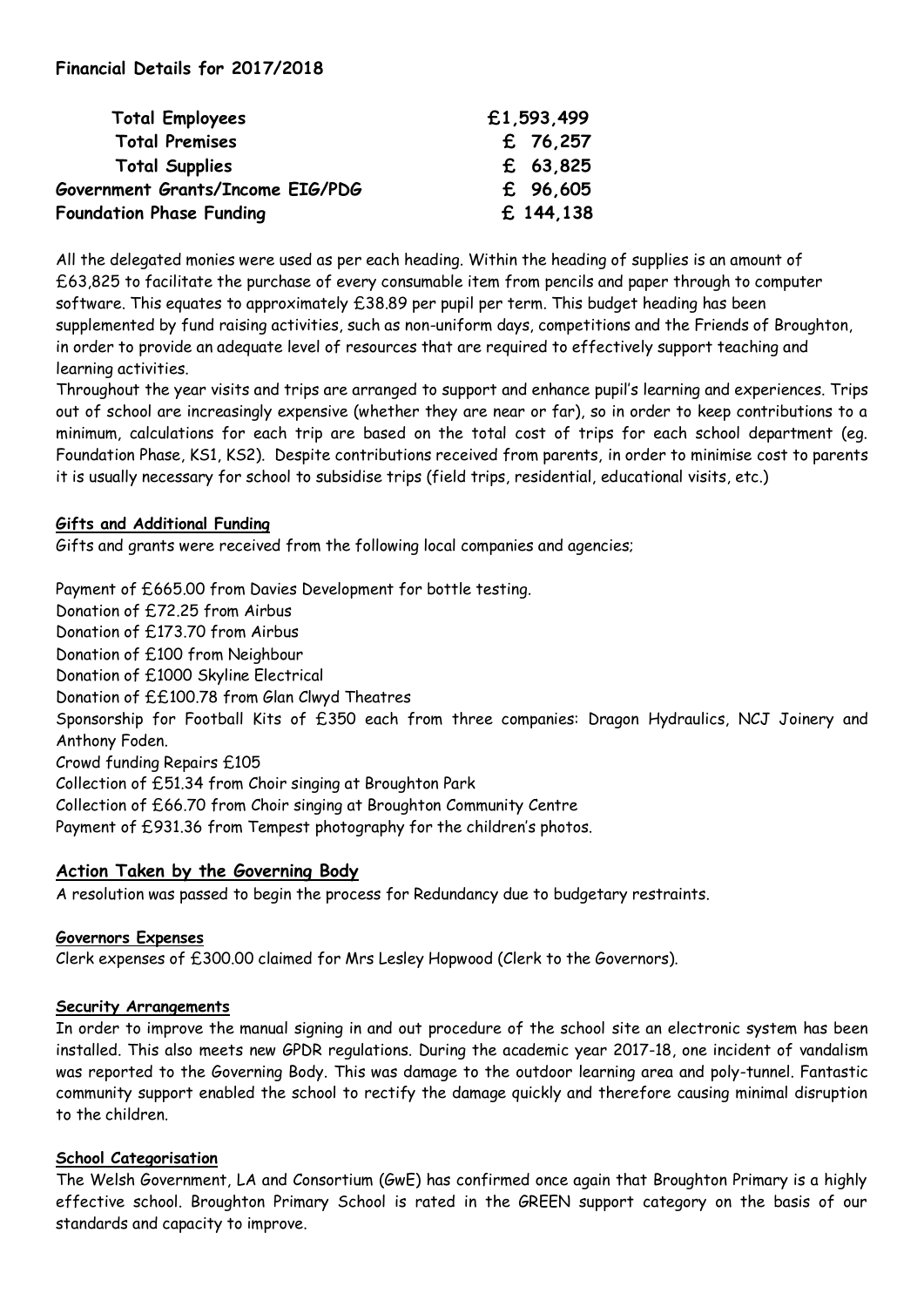**Financial Details for 2017/2018**

| | |
|---|---|
| **Total Employees** | **£1,593,499** |
| **Total Premises** | **£ 76,257** |
| **Total Supplies** | **£ 63,825** |
| **Government Grants/Income EIG/PDG** | **£ 96,605** |
| **Foundation Phase Funding** | **£ 144,138** |

All the delegated monies were used as per each heading. Within the heading of supplies is an amount of £63,825 to facilitate the purchase of every consumable item from pencils and paper through to computer software. This equates to approximately £38.89 per pupil per term. This budget heading has been supplemented by fund raising activities, such as non-uniform days, competitions and the Friends of Broughton, in order to provide an adequate level of resources that are required to effectively support teaching and learning activities.

Throughout the year visits and trips are arranged to support and enhance pupil's learning and experiences. Trips out of school are increasingly expensive (whether they are near or far), so in order to keep contributions to a minimum, calculations for each trip are based on the total cost of trips for each school department (eg. Foundation Phase, KS1, KS2). Despite contributions received from parents, in order to minimise cost to parents it is usually necessary for school to subsidise trips (field trips, residential, educational visits, etc.)

**Gifts and Additional Funding**

Gifts and grants were received from the following local companies and agencies;

Payment of £665.00 from Davies Development for bottle testing.
Donation of £72.25 from Airbus
Donation of £173.70 from Airbus
Donation of £100 from Neighbour
Donation of £1000 Skyline Electrical
Donation of ££100.78 from Glan Clwyd Theatres
Sponsorship for Football Kits of £350 each from three companies: Dragon Hydraulics, NCJ Joinery and Anthony Foden.
Crowd funding Repairs £105
Collection of £51.34 from Choir singing at Broughton Park
Collection of £66.70 from Choir singing at Broughton Community Centre
Payment of £931.36 from Tempest photography for the children's photos.

## Action Taken by the Governing Body

A resolution was passed to begin the process for Redundancy due to budgetary restraints.

**Governors Expenses**

Clerk expenses of £300.00 claimed for Mrs Lesley Hopwood (Clerk to the Governors).

**Security Arrangements**

In order to improve the manual signing in and out procedure of the school site an electronic system has been installed. This also meets new GPDR regulations. During the academic year 2017-18, one incident of vandalism was reported to the Governing Body. This was damage to the outdoor learning area and poly-tunnel. Fantastic community support enabled the school to rectify the damage quickly and therefore causing minimal disruption to the children.

**School Categorisation**

The Welsh Government, LA and Consortium (GwE) has confirmed once again that Broughton Primary is a highly effective school. Broughton Primary School is rated in the GREEN support category on the basis of our standards and capacity to improve.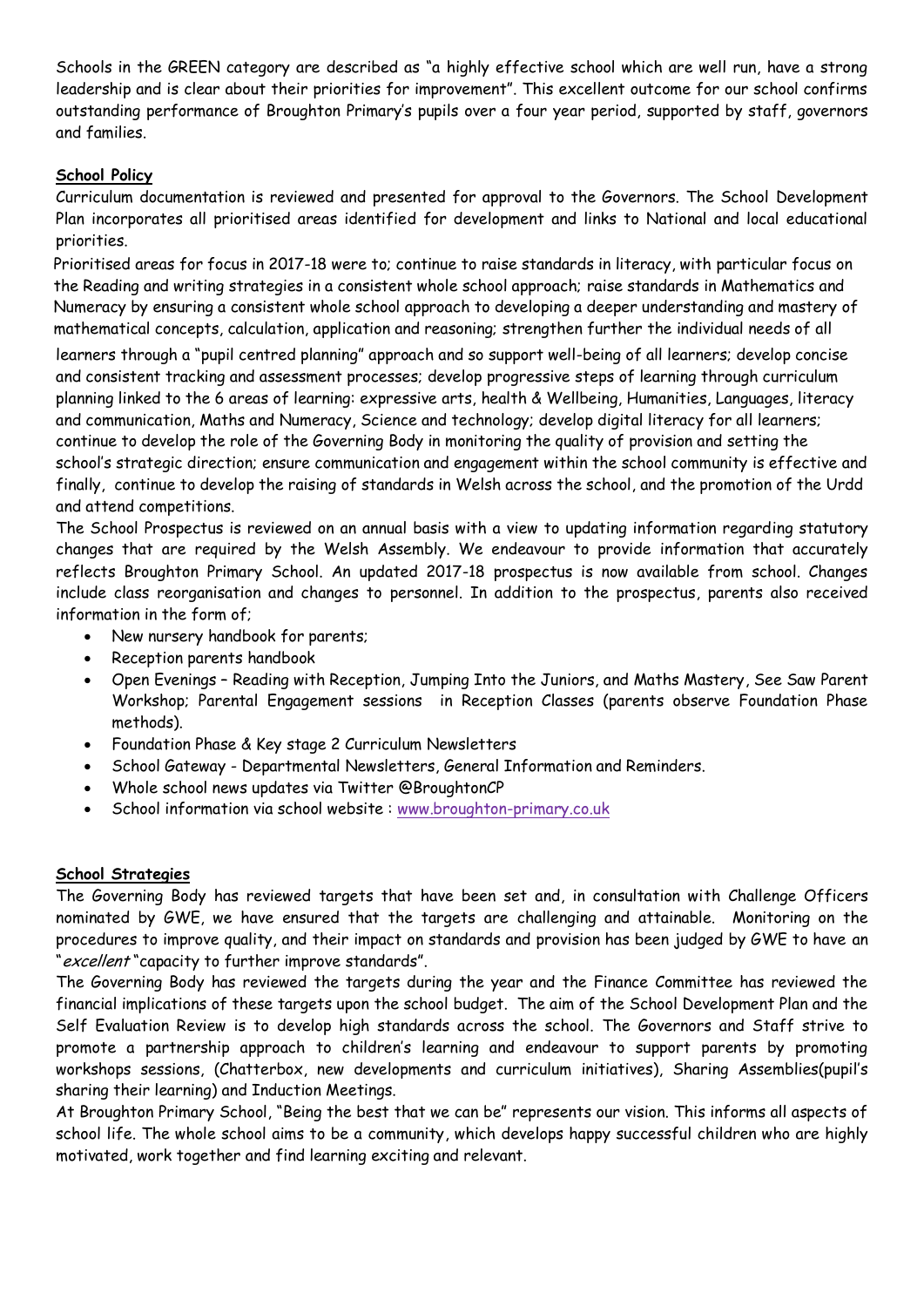Schools in the GREEN category are described as "a highly effective school which are well run, have a strong leadership and is clear about their priorities for improvement". This excellent outcome for our school confirms outstanding performance of Broughton Primary's pupils over a four year period, supported by staff, governors and families.

**School Policy**

Curriculum documentation is reviewed and presented for approval to the Governors. The School Development Plan incorporates all prioritised areas identified for development and links to National and local educational priorities.

Prioritised areas for focus in 2017-18 were to; continue to raise standards in literacy, with particular focus on the Reading and writing strategies in a consistent whole school approach; raise standards in Mathematics and Numeracy by ensuring a consistent whole school approach to developing a deeper understanding and mastery of mathematical concepts, calculation, application and reasoning; strengthen further the individual needs of all learners through a "pupil centred planning" approach and so support well-being of all learners; develop concise and consistent tracking and assessment processes; develop progressive steps of learning through curriculum planning linked to the 6 areas of learning: expressive arts, health & Wellbeing, Humanities, Languages, literacy and communication, Maths and Numeracy, Science and technology; develop digital literacy for all learners; continue to develop the role of the Governing Body in monitoring the quality of provision and setting the school's strategic direction; ensure communication and engagement within the school community is effective and finally, continue to develop the raising of standards in Welsh across the school, and the promotion of the Urdd and attend competitions.

The School Prospectus is reviewed on an annual basis with a view to updating information regarding statutory changes that are required by the Welsh Assembly. We endeavour to provide information that accurately reflects Broughton Primary School. An updated 2017-18 prospectus is now available from school. Changes include class reorganisation and changes to personnel. In addition to the prospectus, parents also received information in the form of;

- New nursery handbook for parents;
- Reception parents handbook
- Open Evenings – Reading with Reception, Jumping Into the Juniors, and Maths Mastery, See Saw Parent Workshop; Parental Engagement sessions in Reception Classes (parents observe Foundation Phase methods).
- Foundation Phase & Key stage 2 Curriculum Newsletters
- School Gateway - Departmental Newsletters, General Information and Reminders.
- Whole school news updates via Twitter @BroughtonCP
- School information via school website : www.broughton-primary.co.uk

**School Strategies**

The Governing Body has reviewed targets that have been set and, in consultation with Challenge Officers nominated by GWE, we have ensured that the targets are challenging and attainable. Monitoring on the procedures to improve quality, and their impact on standards and provision has been judged by GWE to have an "*excellent* "capacity to further improve standards".

The Governing Body has reviewed the targets during the year and the Finance Committee has reviewed the financial implications of these targets upon the school budget. The aim of the School Development Plan and the Self Evaluation Review is to develop high standards across the school. The Governors and Staff strive to promote a partnership approach to children's learning and endeavour to support parents by promoting workshops sessions, (Chatterbox, new developments and curriculum initiatives), Sharing Assemblies(pupil's sharing their learning) and Induction Meetings.

At Broughton Primary School, "Being the best that we can be" represents our vision. This informs all aspects of school life. The whole school aims to be a community, which develops happy successful children who are highly motivated, work together and find learning exciting and relevant.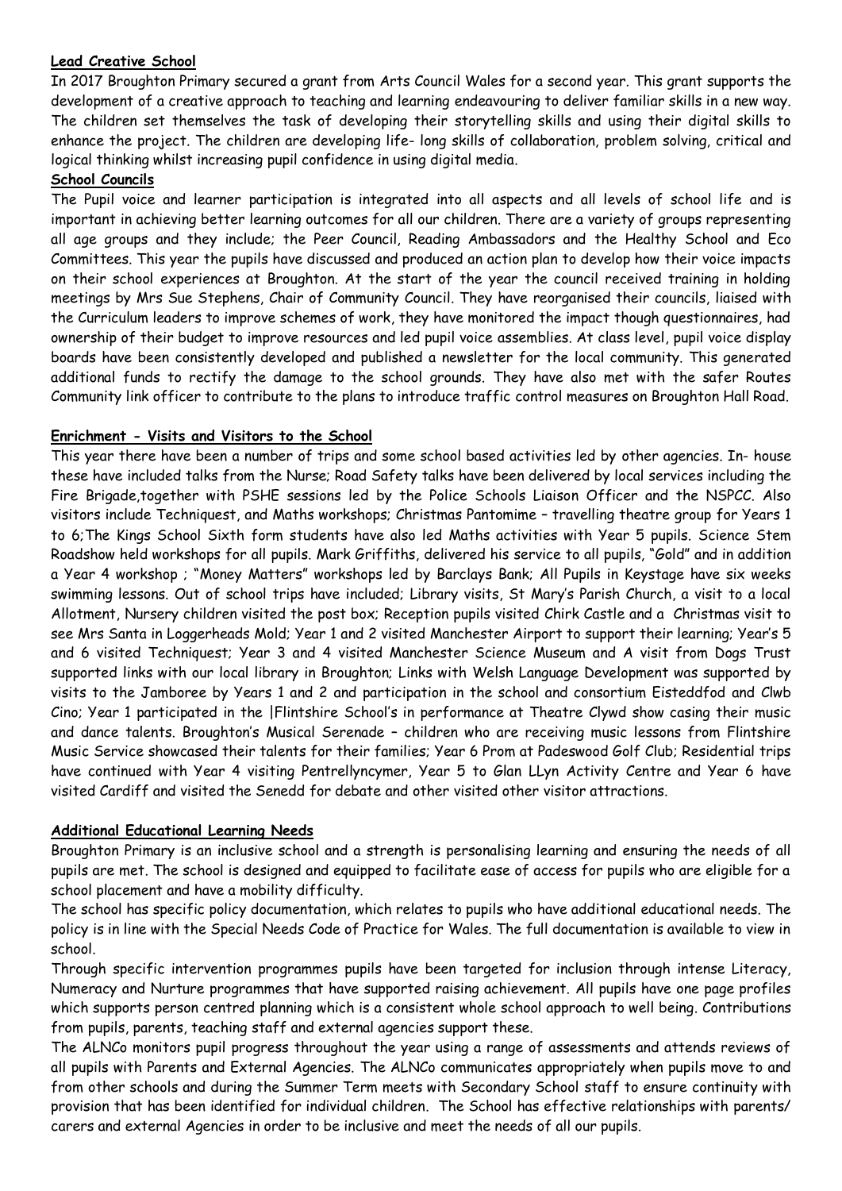## Lead Creative School

In 2017 Broughton Primary secured a grant from Arts Council Wales for a second year. This grant supports the development of a creative approach to teaching and learning endeavouring to deliver familiar skills in a new way. The children set themselves the task of developing their storytelling skills and using their digital skills to enhance the project. The children are developing life- long skills of collaboration, problem solving, critical and logical thinking whilst increasing pupil confidence in using digital media.

## School Councils

The Pupil voice and learner participation is integrated into all aspects and all levels of school life and is important in achieving better learning outcomes for all our children. There are a variety of groups representing all age groups and they include; the Peer Council, Reading Ambassadors and the Healthy School and Eco Committees. This year the pupils have discussed and produced an action plan to develop how their voice impacts on their school experiences at Broughton. At the start of the year the council received training in holding meetings by Mrs Sue Stephens, Chair of Community Council. They have reorganised their councils, liaised with the Curriculum leaders to improve schemes of work, they have monitored the impact though questionnaires, had ownership of their budget to improve resources and led pupil voice assemblies. At class level, pupil voice display boards have been consistently developed and published a newsletter for the local community. This generated additional funds to rectify the damage to the school grounds. They have also met with the safer Routes Community link officer to contribute to the plans to introduce traffic control measures on Broughton Hall Road.

## Enrichment - Visits and Visitors to the School

This year there have been a number of trips and some school based activities led by other agencies. In- house these have included talks from the Nurse; Road Safety talks have been delivered by local services including the Fire Brigade,together with PSHE sessions led by the Police Schools Liaison Officer and the NSPCC. Also visitors include Techniquest, and Maths workshops; Christmas Pantomime – travelling theatre group for Years 1 to 6;The Kings School Sixth form students have also led Maths activities with Year 5 pupils. Science Stem Roadshow held workshops for all pupils. Mark Griffiths, delivered his service to all pupils, "Gold" and in addition a Year 4 workshop ; "Money Matters" workshops led by Barclays Bank; All Pupils in Keystage have six weeks swimming lessons. Out of school trips have included; Library visits, St Mary's Parish Church, a visit to a local Allotment, Nursery children visited the post box; Reception pupils visited Chirk Castle and a Christmas visit to see Mrs Santa in Loggerheads Mold; Year 1 and 2 visited Manchester Airport to support their learning; Year's 5 and 6 visited Techniquest; Year 3 and 4 visited Manchester Science Museum and A visit from Dogs Trust supported links with our local library in Broughton; Links with Welsh Language Development was supported by visits to the Jamboree by Years 1 and 2 and participation in the school and consortium Eisteddfod and Clwb Cino; Year 1 participated in the |Flintshire School's in performance at Theatre Clywd show casing their music and dance talents. Broughton's Musical Serenade – children who are receiving music lessons from Flintshire Music Service showcased their talents for their families; Year 6 Prom at Padeswood Golf Club; Residential trips have continued with Year 4 visiting Pentrellyncymer, Year 5 to Glan LLyn Activity Centre and Year 6 have visited Cardiff and visited the Senedd for debate and other visited other visitor attractions.

## Additional Educational Learning Needs

Broughton Primary is an inclusive school and a strength is personalising learning and ensuring the needs of all pupils are met. The school is designed and equipped to facilitate ease of access for pupils who are eligible for a school placement and have a mobility difficulty.

The school has specific policy documentation, which relates to pupils who have additional educational needs. The policy is in line with the Special Needs Code of Practice for Wales. The full documentation is available to view in school.

Through specific intervention programmes pupils have been targeted for inclusion through intense Literacy, Numeracy and Nurture programmes that have supported raising achievement. All pupils have one page profiles which supports person centred planning which is a consistent whole school approach to well being. Contributions from pupils, parents, teaching staff and external agencies support these.

The ALNCo monitors pupil progress throughout the year using a range of assessments and attends reviews of all pupils with Parents and External Agencies. The ALNCo communicates appropriately when pupils move to and from other schools and during the Summer Term meets with Secondary School staff to ensure continuity with provision that has been identified for individual children. The School has effective relationships with parents/ carers and external Agencies in order to be inclusive and meet the needs of all our pupils.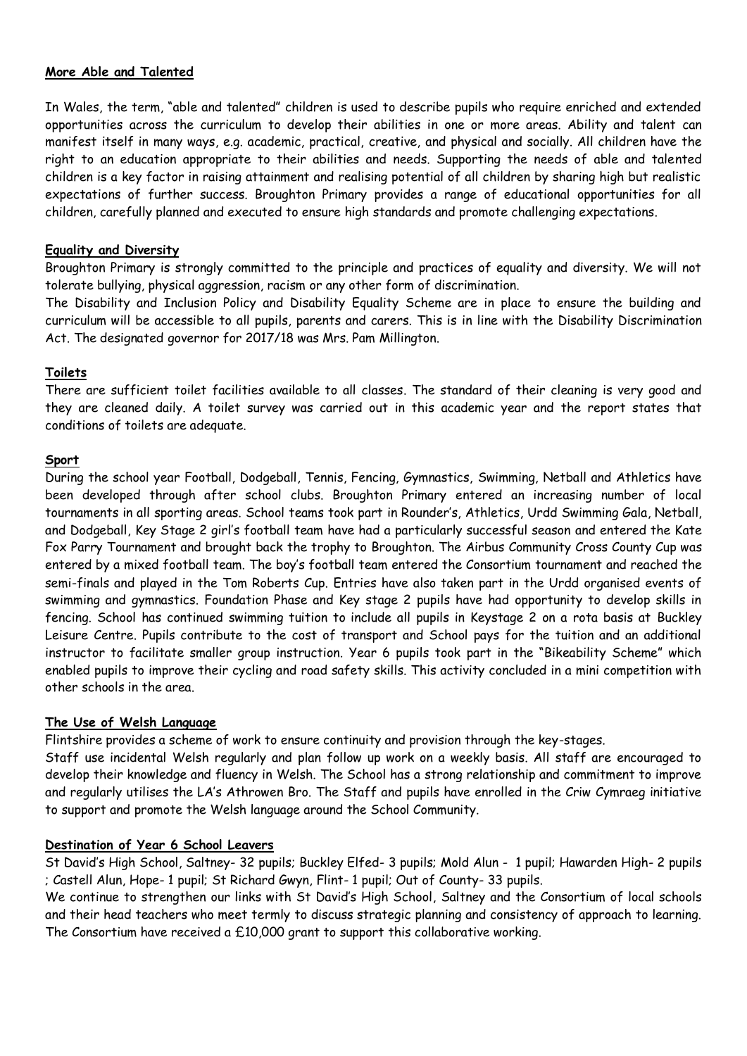**More Able and Talented**

In Wales, the term, "able and talented" children is used to describe pupils who require enriched and extended opportunities across the curriculum to develop their abilities in one or more areas. Ability and talent can manifest itself in many ways, e.g. academic, practical, creative, and physical and socially. All children have the right to an education appropriate to their abilities and needs. Supporting the needs of able and talented children is a key factor in raising attainment and realising potential of all children by sharing high but realistic expectations of further success. Broughton Primary provides a range of educational opportunities for all children, carefully planned and executed to ensure high standards and promote challenging expectations.

**Equality and Diversity**

Broughton Primary is strongly committed to the principle and practices of equality and diversity. We will not tolerate bullying, physical aggression, racism or any other form of discrimination.

The Disability and Inclusion Policy and Disability Equality Scheme are in place to ensure the building and curriculum will be accessible to all pupils, parents and carers. This is in line with the Disability Discrimination Act. The designated governor for 2017/18 was Mrs. Pam Millington.

**Toilets**

There are sufficient toilet facilities available to all classes. The standard of their cleaning is very good and they are cleaned daily. A toilet survey was carried out in this academic year and the report states that conditions of toilets are adequate.

**Sport**

During the school year Football, Dodgeball, Tennis, Fencing, Gymnastics, Swimming, Netball and Athletics have been developed through after school clubs. Broughton Primary entered an increasing number of local tournaments in all sporting areas. School teams took part in Rounder's, Athletics, Urdd Swimming Gala, Netball, and Dodgeball, Key Stage 2 girl's football team have had a particularly successful season and entered the Kate Fox Parry Tournament and brought back the trophy to Broughton. The Airbus Community Cross County Cup was entered by a mixed football team. The boy's football team entered the Consortium tournament and reached the semi-finals and played in the Tom Roberts Cup. Entries have also taken part in the Urdd organised events of swimming and gymnastics. Foundation Phase and Key stage 2 pupils have had opportunity to develop skills in fencing. School has continued swimming tuition to include all pupils in Keystage 2 on a rota basis at Buckley Leisure Centre. Pupils contribute to the cost of transport and School pays for the tuition and an additional instructor to facilitate smaller group instruction. Year 6 pupils took part in the "Bikeability Scheme" which enabled pupils to improve their cycling and road safety skills. This activity concluded in a mini competition with other schools in the area.

**The Use of Welsh Language**

Flintshire provides a scheme of work to ensure continuity and provision through the key-stages.

Staff use incidental Welsh regularly and plan follow up work on a weekly basis. All staff are encouraged to develop their knowledge and fluency in Welsh. The School has a strong relationship and commitment to improve and regularly utilises the LA's Athrowen Bro. The Staff and pupils have enrolled in the Criw Cymraeg initiative to support and promote the Welsh language around the School Community.

**Destination of Year 6 School Leavers**

St David's High School, Saltney- 32 pupils; Buckley Elfed- 3 pupils; Mold Alun - 1 pupil; Hawarden High- 2 pupils ; Castell Alun, Hope- 1 pupil; St Richard Gwyn, Flint- 1 pupil; Out of County- 33 pupils.

We continue to strengthen our links with St David's High School, Saltney and the Consortium of local schools and their head teachers who meet termly to discuss strategic planning and consistency of approach to learning. The Consortium have received a £10,000 grant to support this collaborative working.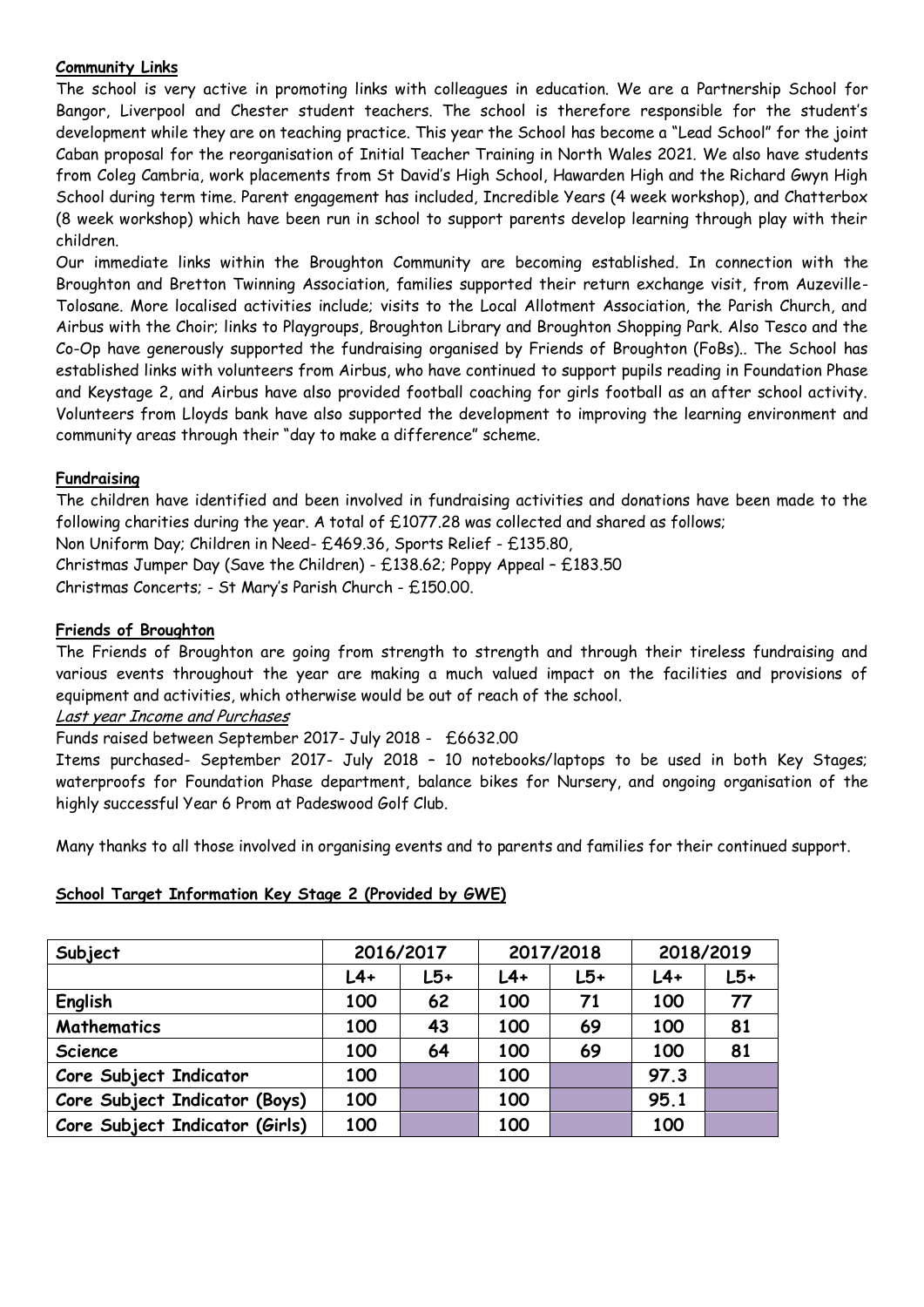**Community Links**

The school is very active in promoting links with colleagues in education. We are a Partnership School for Bangor, Liverpool and Chester student teachers. The school is therefore responsible for the student's development while they are on teaching practice. This year the School has become a "Lead School" for the joint Caban proposal for the reorganisation of Initial Teacher Training in North Wales 2021. We also have students from Coleg Cambria, work placements from St David's High School, Hawarden High and the Richard Gwyn High School during term time. Parent engagement has included, Incredible Years (4 week workshop), and Chatterbox (8 week workshop) which have been run in school to support parents develop learning through play with their children.

Our immediate links within the Broughton Community are becoming established. In connection with the Broughton and Bretton Twinning Association, families supported their return exchange visit, from Auzeville-Tolosane. More localised activities include; visits to the Local Allotment Association, the Parish Church, and Airbus with the Choir; links to Playgroups, Broughton Library and Broughton Shopping Park. Also Tesco and the Co-Op have generously supported the fundraising organised by Friends of Broughton (FoBs).. The School has established links with volunteers from Airbus, who have continued to support pupils reading in Foundation Phase and Keystage 2, and Airbus have also provided football coaching for girls football as an after school activity. Volunteers from Lloyds bank have also supported the development to improving the learning environment and community areas through their "day to make a difference" scheme.

**Fundraising**

The children have identified and been involved in fundraising activities and donations have been made to the following charities during the year. A total of £1077.28 was collected and shared as follows;

Non Uniform Day; Children in Need- £469.36, Sports Relief - £135.80,

Christmas Jumper Day (Save the Children) - £138.62; Poppy Appeal – £183.50

Christmas Concerts; - St Mary's Parish Church - £150.00.

**Friends of Broughton**

The Friends of Broughton are going from strength to strength and through their tireless fundraising and various events throughout the year are making a much valued impact on the facilities and provisions of equipment and activities, which otherwise would be out of reach of the school.

*Last year Income and Purchases*

Funds raised between September 2017- July 2018 - £6632.00

Items purchased- September 2017- July 2018 – 10 notebooks/laptops to be used in both Key Stages; waterproofs for Foundation Phase department, balance bikes for Nursery, and ongoing organisation of the highly successful Year 6 Prom at Padeswood Golf Club.

Many thanks to all those involved in organising events and to parents and families for their continued support.

**School Target Information Key Stage 2 (Provided by GWE)**

| Subject | 2016/2017 | | 2017/2018 | | 2018/2019 | |
|---|---|---|---|---|---|---|
| | L4+ | L5+ | L4+ | L5+ | L4+ | L5+ |
| **English** | 100 | 62 | 100 | 71 | 100 | 77 |
| **Mathematics** | 100 | 43 | 100 | 69 | 100 | 81 |
| **Science** | 100 | 64 | 100 | 69 | 100 | 81 |
| **Core Subject Indicator** | 100 | | 100 | | 97.3 | |
| **Core Subject Indicator (Boys)** | 100 | | 100 | | 95.1 | |
| **Core Subject Indicator (Girls)** | 100 | | 100 | | 100 | |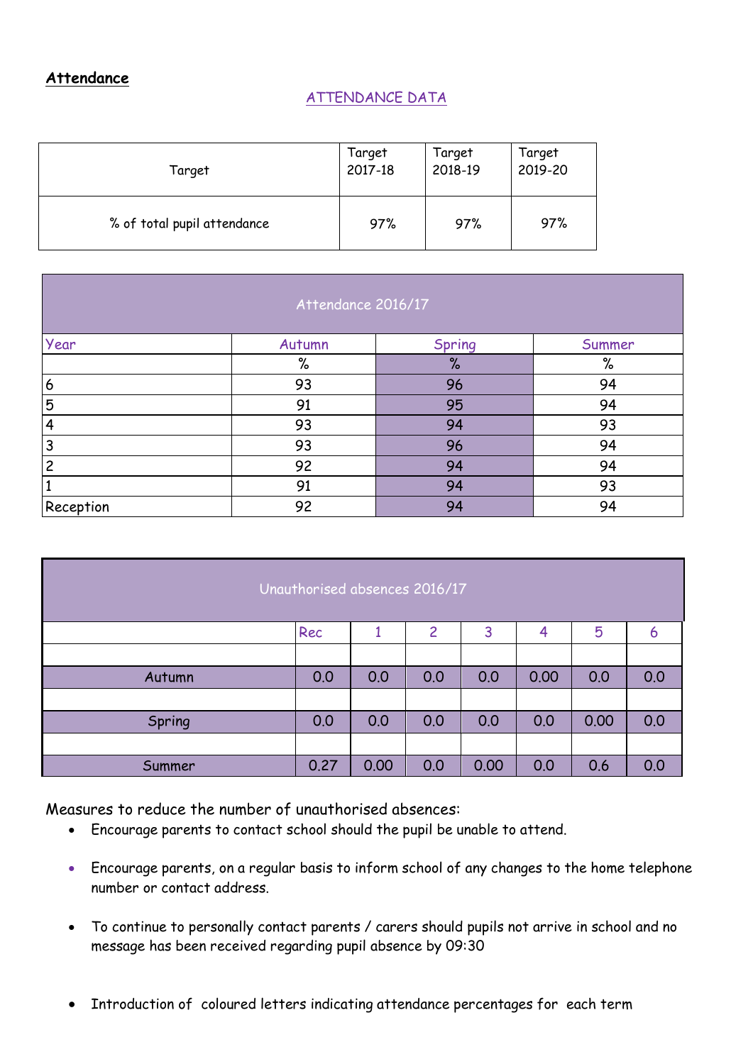**Attendance**

ATTENDANCE DATA

| Target | Target 2017-18 | Target 2018-19 | Target 2019-20 |
|---|---|---|---|
| % of total pupil attendance | 97% | 97% | 97% |

| Attendance 2016/17 | | | |
|---|---|---|---|
| Year | Autumn | Spring | Summer |
| | % | % | % |
| 6 | 93 | 96 | 94 |
| 5 | 91 | 95 | 94 |
| 4 | 93 | 94 | 93 |
| 3 | 93 | 96 | 94 |
| 2 | 92 | 94 | 94 |
| 1 | 91 | 94 | 93 |
| Reception | 92 | 94 | 94 |

| Unauthorised absences 2016/17 | | | | | | | |
|---|---|---|---|---|---|---|---|
| | Rec | 1 | 2 | 3 | 4 | 5 | 6 |
| | | | | | | | |
| Autumn | 0.0 | 0.0 | 0.0 | 0.0 | 0.00 | 0.0 | 0.0 |
| | | | | | | | |
| Spring | 0.0 | 0.0 | 0.0 | 0.0 | 0.0 | 0.00 | 0.0 |
| | | | | | | | |
| Summer | 0.27 | 0.00 | 0.0 | 0.00 | 0.0 | 0.6 | 0.0 |

Measures to reduce the number of unauthorised absences:

- Encourage parents to contact school should the pupil be unable to attend.
- Encourage parents, on a regular basis to inform school of any changes to the home telephone number or contact address.
- To continue to personally contact parents / carers should pupils not arrive in school and no message has been received regarding pupil absence by 09:30
- Introduction of coloured letters indicating attendance percentages for each term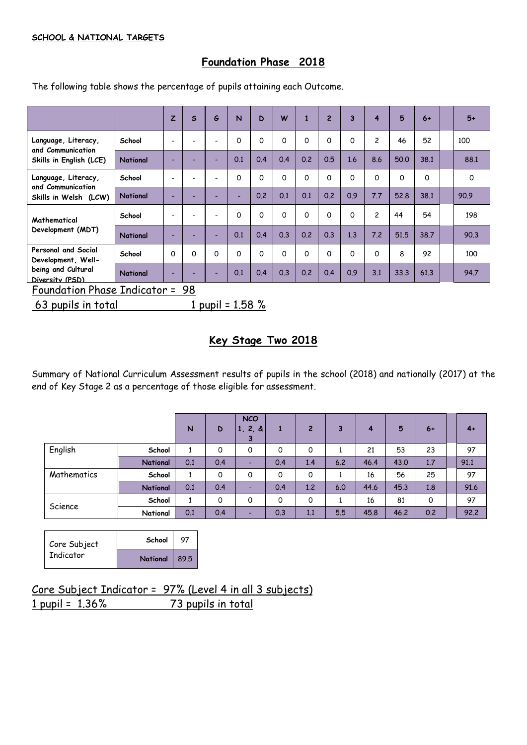**SCHOOL & NATIONAL TARGETS**

## Foundation Phase 2018

The following table shows the percentage of pupils attaining each Outcome.

| | | Z | S | G | N | D | W | 1 | 2 | 3 | 4 | 5 | 6+ | | 5+ |
|---|---|---|---|---|---|---|---|---|---|---|---|---|---|---|---|
| Language, Literacy, and Communication Skills in English (LCE) | School | - | - | - | 0 | 0 | 0 | 0 | 0 | 0 | 2 | 46 | 52 | | 100 |
| | National | - | - | - | 0.1 | 0.4 | 0.4 | 0.2 | 0.5 | 1.6 | 8.6 | 50.0 | 38.1 | | 88.1 |
| Language, Literacy, and Communication Skills in Welsh (LCW) | School | - | - | - | 0 | 0 | 0 | 0 | 0 | 0 | 0 | 0 | 0 | | 0 |
| | National | - | - | - | - | 0.2 | 0.1 | 0.1 | 0.2 | 0.9 | 7.7 | 52.8 | 38.1 | | 90.9 |
| Mathematical Development (MDT) | School | - | - | - | 0 | 0 | 0 | 0 | 0 | 0 | 2 | 44 | 54 | | 198 |
| | National | - | - | - | 0.1 | 0.4 | 0.3 | 0.2 | 0.3 | 1.3 | 7.2 | 51.5 | 38.7 | | 90.3 |
| Personal and Social Development, Well-being and Cultural Diversity (PSD) | School | 0 | 0 | 0 | 0 | 0 | 0 | 0 | 0 | 0 | 0 | 8 | 92 | | 100 |
| | National | - | - | - | 0.1 | 0.4 | 0.3 | 0.2 | 0.4 | 0.9 | 3.1 | 33.3 | 61.3 | | 94.7 |

Foundation Phase Indicator = 98

63 pupils in total 1 pupil = 1.58 %

## Key Stage Two 2018

Summary of National Curriculum Assessment results of pupils in the school (2018) and nationally (2017) at the end of Key Stage 2 as a percentage of those eligible for assessment.

| | | N | D | NCO 1, 2, & 3 | 1 | 2 | 3 | 4 | 5 | 6+ | | 4+ |
|---|---|---|---|---|---|---|---|---|---|---|---|---|
| English | School | 1 | 0 | 0 | 0 | 0 | 1 | 21 | 53 | 23 | | 97 |
| | National | 0.1 | 0.4 | - | 0.4 | 1.4 | 6.2 | 46.4 | 43.0 | 1.7 | | 91.1 |
| Mathematics | School | 1 | 0 | 0 | 0 | 0 | 1 | 16 | 56 | 25 | | 97 |
| | National | 0.1 | 0.4 | - | 0.4 | 1.2 | 6.0 | 44.6 | 45.3 | 1.8 | | 91.6 |
| Science | School | 1 | 0 | 0 | 0 | 0 | 1 | 16 | 81 | 0 | | 97 |
| | National | 0.1 | 0.4 | - | 0.3 | 1.1 | 5.5 | 45.8 | 46.2 | 0.2 | | 92.2 |

| Core Subject Indicator | | |
|---|---|---|
| | School | 97 |
| | National | 89.5 |

Core Subject Indicator = 97% (Level 4 in all 3 subjects)

1 pupil = 1.36% 73 pupils in total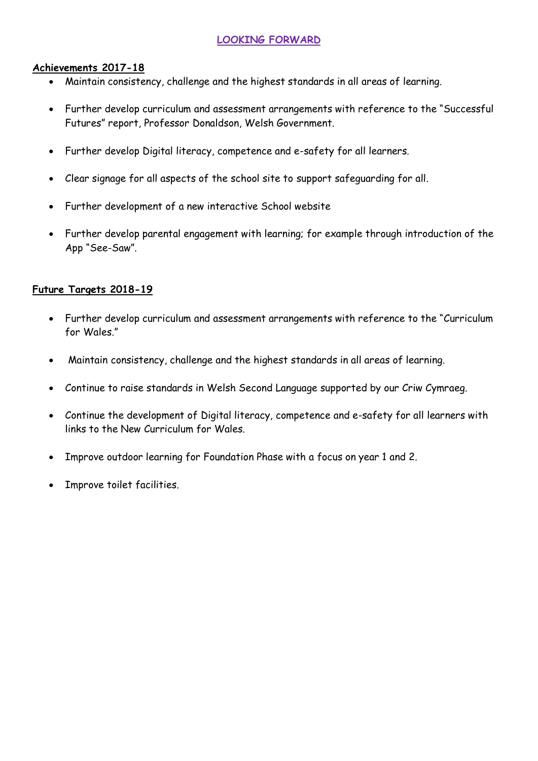# LOOKING FORWARD

## Achievements 2017-18

- Maintain consistency, challenge and the highest standards in all areas of learning.
- Further develop curriculum and assessment arrangements with reference to the "Successful Futures" report, Professor Donaldson, Welsh Government.
- Further develop Digital literacy, competence and e-safety for all learners.
- Clear signage for all aspects of the school site to support safeguarding for all.
- Further development of a new interactive School website
- Further develop parental engagement with learning; for example through introduction of the App "See-Saw".

## Future Targets 2018-19

- Further develop curriculum and assessment arrangements with reference to the "Curriculum for Wales."
- Maintain consistency, challenge and the highest standards in all areas of learning.
- Continue to raise standards in Welsh Second Language supported by our Criw Cymraeg.
- Continue the development of Digital literacy, competence and e-safety for all learners with links to the New Curriculum for Wales.
- Improve outdoor learning for Foundation Phase with a focus on year 1 and 2.
- Improve toilet facilities.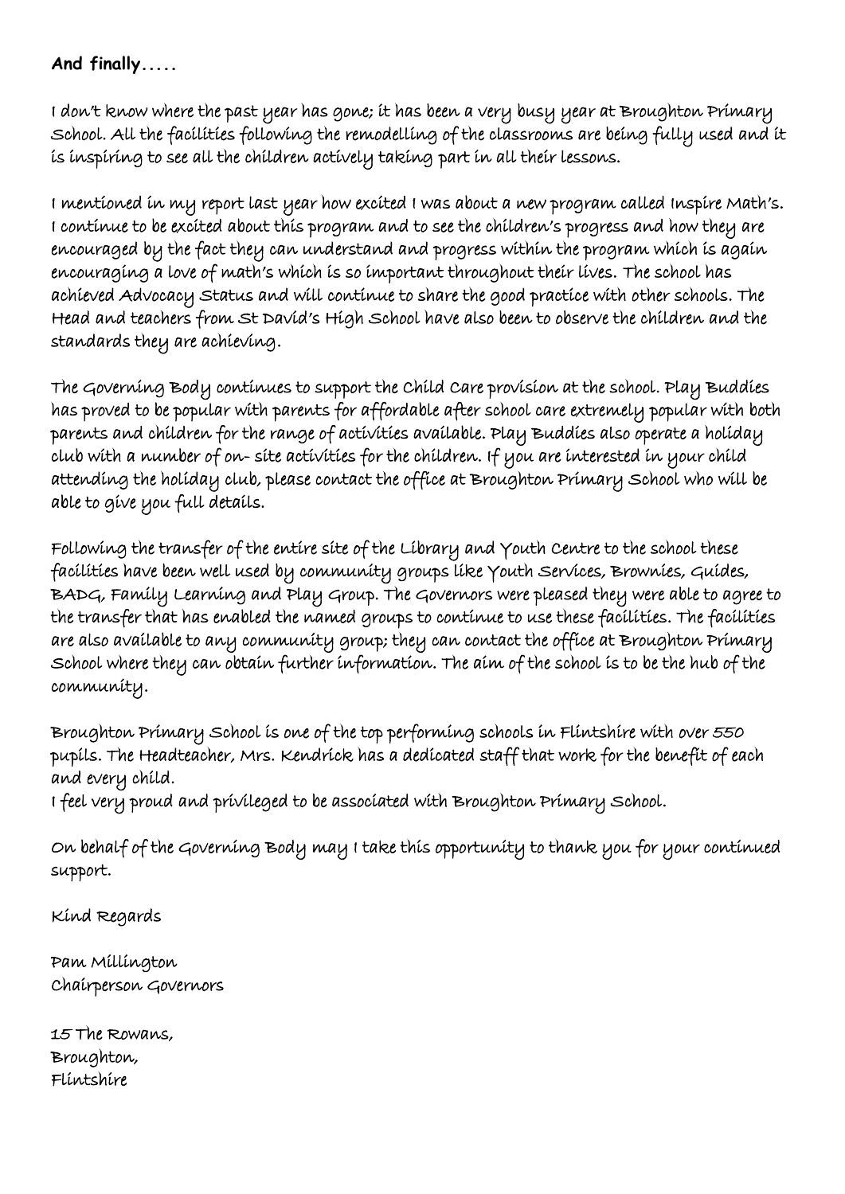**And finally.....**

I don't know where the past year has gone; it has been a very busy year at Broughton Primary School. All the facilities following the remodelling of the classrooms are being fully used and it is inspiring to see all the children actively taking part in all their lessons.

I mentioned in my report last year how excited I was about a new program called Inspire Math's. I continue to be excited about this program and to see the children's progress and how they are encouraged by the fact they can understand and progress within the program which is again encouraging a love of math's which is so important throughout their lives. The school has achieved Advocacy Status and will continue to share the good practice with other schools. The Head and teachers from St David's High School have also been to observe the children and the standards they are achieving.

The Governing Body continues to support the Child Care provision at the school. Play Buddies has proved to be popular with parents for affordable after school care extremely popular with both parents and children for the range of activities available. Play Buddies also operate a holiday club with a number of on- site activities for the children. If you are interested in your child attending the holiday club, please contact the office at Broughton Primary School who will be able to give you full details.

Following the transfer of the entire site of the Library and Youth Centre to the school these facilities have been well used by community groups like Youth Services, Brownies, Guides, BADG, Family Learning and Play Group. The Governors were pleased they were able to agree to the transfer that has enabled the named groups to continue to use these facilities. The facilities are also available to any community group; they can contact the office at Broughton Primary School where they can obtain further information. The aim of the school is to be the hub of the community.

Broughton Primary School is one of the top performing schools in Flintshire with over 550 pupils. The Headteacher, Mrs. Kendrick has a dedicated staff that work for the benefit of each and every child.
I feel very proud and privileged to be associated with Broughton Primary School.

On behalf of the Governing Body may I take this opportunity to thank you for your continued support.

Kind Regards

Pam Millington
Chairperson Governors

15 The Rowans,
Broughton,
Flintshire